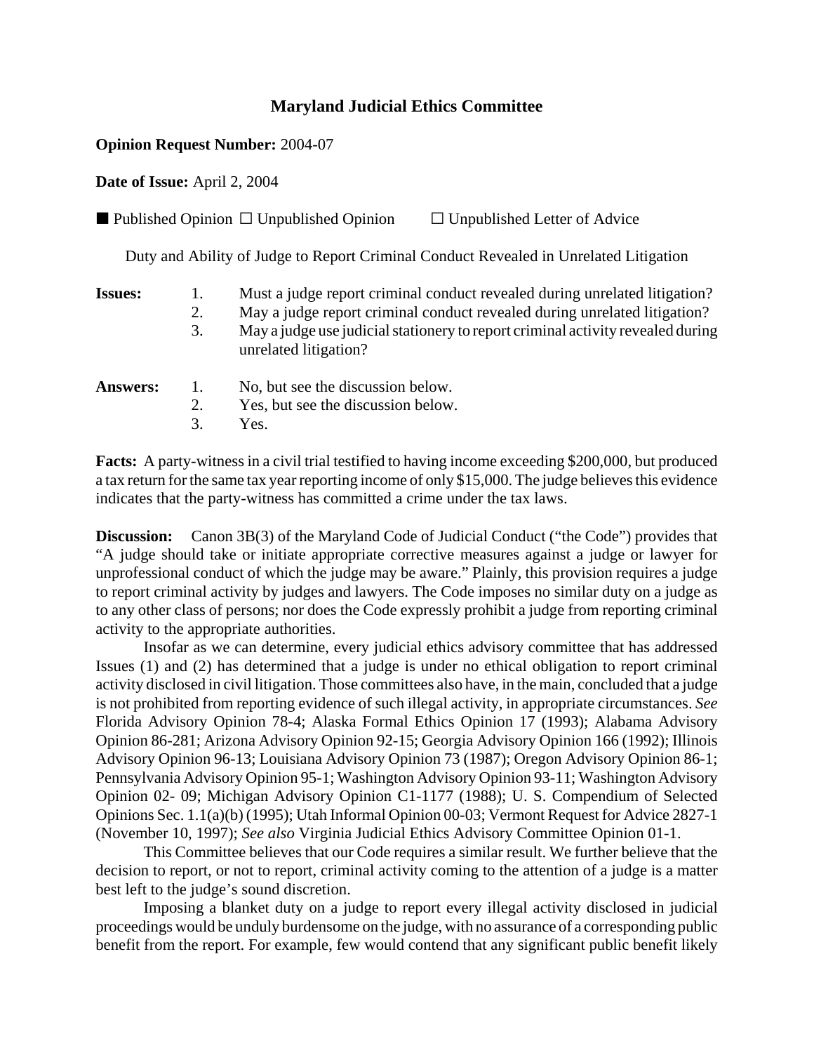# Maryland Judicial Ethics Committee

**Opinion Request Number:** 2004-07

**Date of Issue:** April 2, 2004

■ Published Opinion ☐ Unpublished Opinion ☐ Unpublished Letter of Advice

Duty and Ability of Judge to Report Criminal Conduct Revealed in Unrelated Litigation

**Issues:**

1. Must a judge report criminal conduct revealed during unrelated litigation?
2. May a judge report criminal conduct revealed during unrelated litigation?
3. May a judge use judicial stationery to report criminal activity revealed during unrelated litigation?

**Answers:**

1. No, but see the discussion below.
2. Yes, but see the discussion below.
3. Yes.

**Facts:** A party-witness in a civil trial testified to having income exceeding $200,000, but produced a tax return for the same tax year reporting income of only $15,000. The judge believes this evidence indicates that the party-witness has committed a crime under the tax laws.

**Discussion:** Canon 3B(3) of the Maryland Code of Judicial Conduct ("the Code") provides that "A judge should take or initiate appropriate corrective measures against a judge or lawyer for unprofessional conduct of which the judge may be aware." Plainly, this provision requires a judge to report criminal activity by judges and lawyers. The Code imposes no similar duty on a judge as to any other class of persons; nor does the Code expressly prohibit a judge from reporting criminal activity to the appropriate authorities.

Insofar as we can determine, every judicial ethics advisory committee that has addressed Issues (1) and (2) has determined that a judge is under no ethical obligation to report criminal activity disclosed in civil litigation. Those committees also have, in the main, concluded that a judge is not prohibited from reporting evidence of such illegal activity, in appropriate circumstances. *See* Florida Advisory Opinion 78-4; Alaska Formal Ethics Opinion 17 (1993); Alabama Advisory Opinion 86-281; Arizona Advisory Opinion 92-15; Georgia Advisory Opinion 166 (1992); Illinois Advisory Opinion 96-13; Louisiana Advisory Opinion 73 (1987); Oregon Advisory Opinion 86-1; Pennsylvania Advisory Opinion 95-1; Washington Advisory Opinion 93-11; Washington Advisory Opinion 02- 09; Michigan Advisory Opinion C1-1177 (1988); U. S. Compendium of Selected Opinions Sec. 1.1(a)(b) (1995); Utah Informal Opinion 00-03; Vermont Request for Advice 2827-1 (November 10, 1997); *See also* Virginia Judicial Ethics Advisory Committee Opinion 01-1.

This Committee believes that our Code requires a similar result. We further believe that the decision to report, or not to report, criminal activity coming to the attention of a judge is a matter best left to the judge's sound discretion.

Imposing a blanket duty on a judge to report every illegal activity disclosed in judicial proceedings would be unduly burdensome on the judge, with no assurance of a corresponding public benefit from the report. For example, few would contend that any significant public benefit likely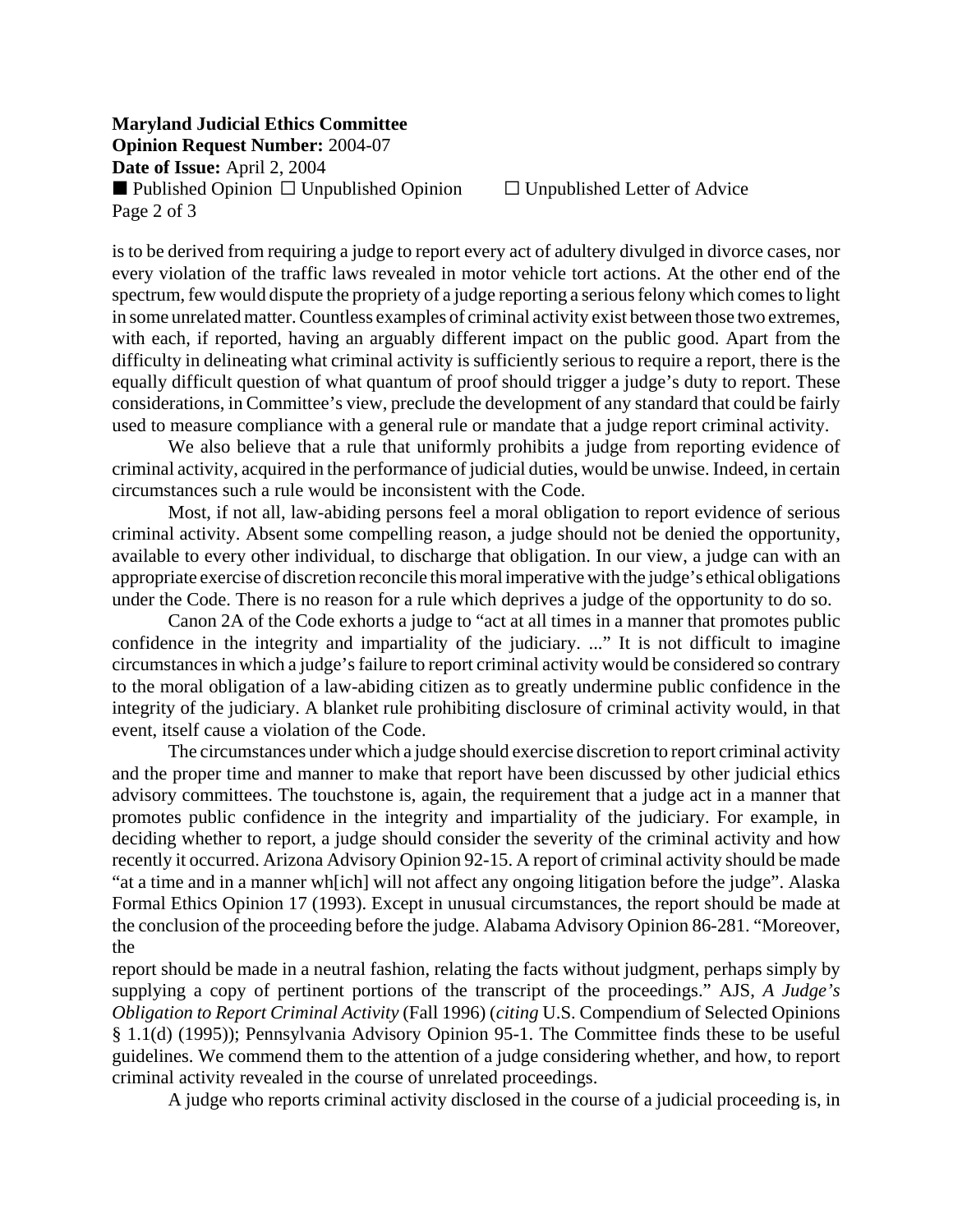is to be derived from requiring a judge to report every act of adultery divulged in divorce cases, nor every violation of the traffic laws revealed in motor vehicle tort actions. At the other end of the spectrum, few would dispute the propriety of a judge reporting a serious felony which comes to light in some unrelated matter. Countless examples of criminal activity exist between those two extremes, with each, if reported, having an arguably different impact on the public good. Apart from the difficulty in delineating what criminal activity is sufficiently serious to require a report, there is the equally difficult question of what quantum of proof should trigger a judge's duty to report. These considerations, in Committee's view, preclude the development of any standard that could be fairly used to measure compliance with a general rule or mandate that a judge report criminal activity.

We also believe that a rule that uniformly prohibits a judge from reporting evidence of criminal activity, acquired in the performance of judicial duties, would be unwise. Indeed, in certain circumstances such a rule would be inconsistent with the Code.

Most, if not all, law-abiding persons feel a moral obligation to report evidence of serious criminal activity. Absent some compelling reason, a judge should not be denied the opportunity, available to every other individual, to discharge that obligation. In our view, a judge can with an appropriate exercise of discretion reconcile this moral imperative with the judge's ethical obligations under the Code. There is no reason for a rule which deprives a judge of the opportunity to do so.

Canon 2A of the Code exhorts a judge to "act at all times in a manner that promotes public confidence in the integrity and impartiality of the judiciary. ..." It is not difficult to imagine circumstances in which a judge's failure to report criminal activity would be considered so contrary to the moral obligation of a law-abiding citizen as to greatly undermine public confidence in the integrity of the judiciary. A blanket rule prohibiting disclosure of criminal activity would, in that event, itself cause a violation of the Code.

The circumstances under which a judge should exercise discretion to report criminal activity and the proper time and manner to make that report have been discussed by other judicial ethics advisory committees. The touchstone is, again, the requirement that a judge act in a manner that promotes public confidence in the integrity and impartiality of the judiciary. For example, in deciding whether to report, a judge should consider the severity of the criminal activity and how recently it occurred. Arizona Advisory Opinion 92-15. A report of criminal activity should be made "at a time and in a manner wh[ich] will not affect any ongoing litigation before the judge". Alaska Formal Ethics Opinion 17 (1993). Except in unusual circumstances, the report should be made at the conclusion of the proceeding before the judge. Alabama Advisory Opinion 86-281. "Moreover, the report should be made in a neutral fashion, relating the facts without judgment, perhaps simply by supplying a copy of pertinent portions of the transcript of the proceedings." AJS, *A Judge's Obligation to Report Criminal Activity* (Fall 1996) (*citing* U.S. Compendium of Selected Opinions § 1.1(d) (1995)); Pennsylvania Advisory Opinion 95-1. The Committee finds these to be useful guidelines. We commend them to the attention of a judge considering whether, and how, to report criminal activity revealed in the course of unrelated proceedings.

A judge who reports criminal activity disclosed in the course of a judicial proceeding is, in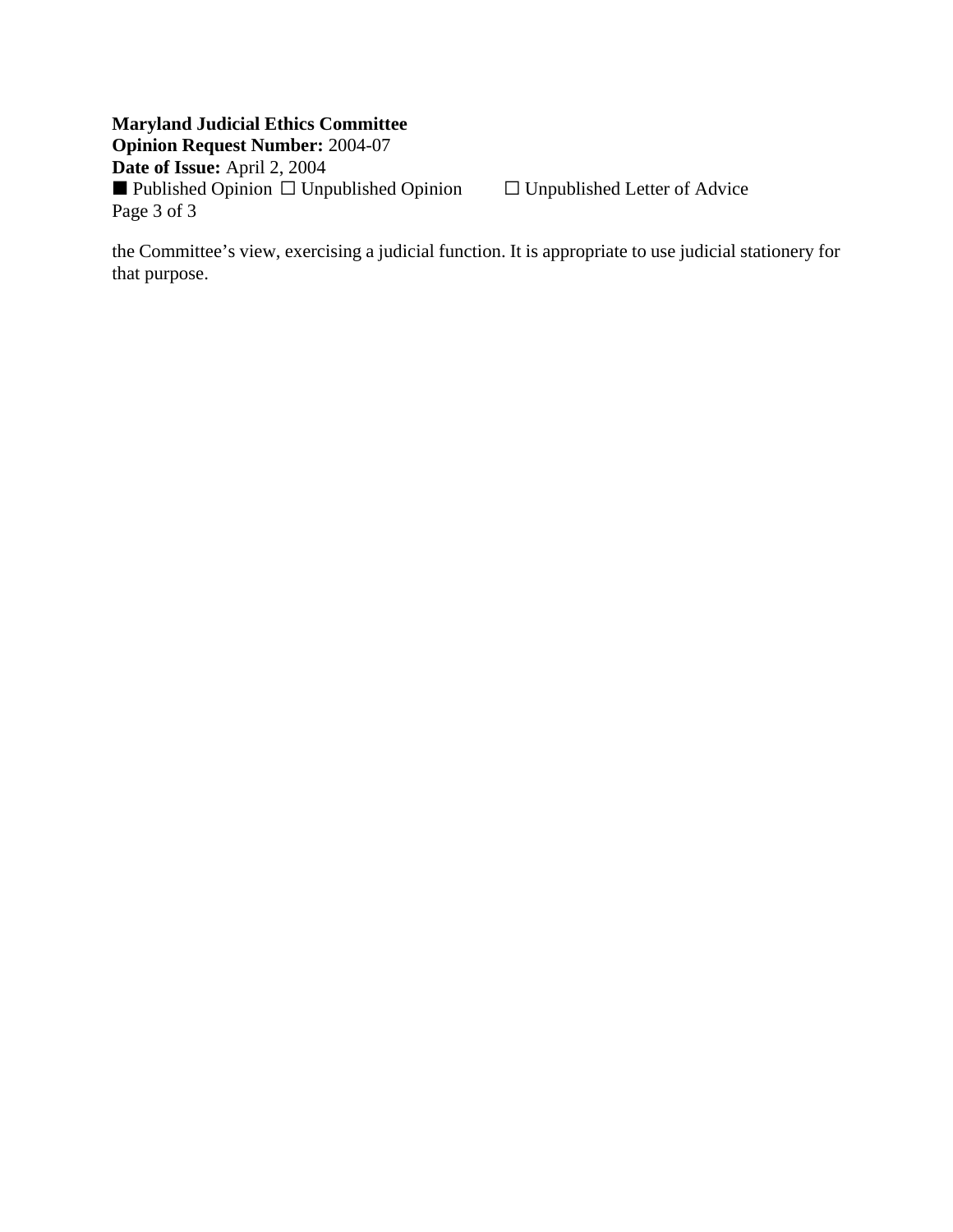the Committee’s view, exercising a judicial function. It is appropriate to use judicial stationery for that purpose.